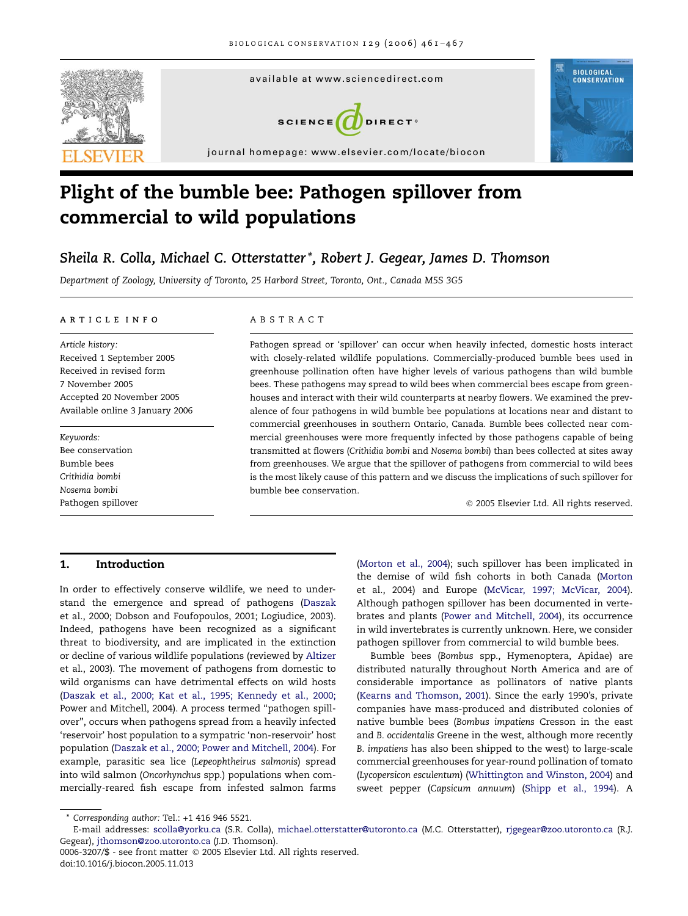# Plight of the bumble bee: Pathogen spillover from commercial to wild populations

*Sheila R. Colla, Michael C. Otterstatter\*, Robert J. Gegear, James D. Thomson*

*Department of Zoology, University of Toronto, 25 Harbord Street, Toronto, Ont., Canada M5S 3G5*

## ARTICLE INFO

*Article history:*
Received 1 September 2005
Received in revised form
7 November 2005
Accepted 20 November 2005
Available online 3 January 2006

*Keywords:*
Bee conservation
Bumble bees
*Crithidia bombi*
*Nosema bombi*
Pathogen spillover

## ABSTRACT

Pathogen spread or 'spillover' can occur when heavily infected, domestic hosts interact with closely-related wildlife populations. Commercially-produced bumble bees used in greenhouse pollination often have higher levels of various pathogens than wild bumble bees. These pathogens may spread to wild bees when commercial bees escape from greenhouses and interact with their wild counterparts at nearby flowers. We examined the prevalence of four pathogens in wild bumble bee populations at locations near and distant to commercial greenhouses in southern Ontario, Canada. Bumble bees collected near commercial greenhouses were more frequently infected by those pathogens capable of being transmitted at flowers (*Crithidia bombi* and *Nosema bombi*) than bees collected at sites away from greenhouses. We argue that the spillover of pathogens from commercial to wild bees is the most likely cause of this pattern and we discuss the implications of such spillover for bumble bee conservation.

© 2005 Elsevier Ltd. All rights reserved.

## 1. Introduction

In order to effectively conserve wildlife, we need to understand the emergence and spread of pathogens (Daszak et al., 2000; Dobson and Foufopoulos, 2001; Logiudice, 2003). Indeed, pathogens have been recognized as a significant threat to biodiversity, and are implicated in the extinction or decline of various wildlife populations (reviewed by Altizer et al., 2003). The movement of pathogens from domestic to wild organisms can have detrimental effects on wild hosts (Daszak et al., 2000; Kat et al., 1995; Kennedy et al., 2000; Power and Mitchell, 2004). A process termed "pathogen spillover", occurs when pathogens spread from a heavily infected 'reservoir' host population to a sympatric 'non-reservoir' host population (Daszak et al., 2000; Power and Mitchell, 2004). For example, parasitic sea lice (*Lepeophtheirus salmonis*) spread into wild salmon (*Oncorhynchus* spp.) populations when commercially-reared fish escape from infested salmon farms (Morton et al., 2004); such spillover has been implicated in the demise of wild fish cohorts in both Canada (Morton et al., 2004) and Europe (McVicar, 1997; McVicar, 2004). Although pathogen spillover has been documented in vertebrates and plants (Power and Mitchell, 2004), its occurrence in wild invertebrates is currently unknown. Here, we consider pathogen spillover from commercial to wild bumble bees.

Bumble bees (*Bombus* spp., Hymenoptera, Apidae) are distributed naturally throughout North America and are of considerable importance as pollinators of native plants (Kearns and Thomson, 2001). Since the early 1990's, private companies have mass-produced and distributed colonies of native bumble bees (*Bombus impatiens* Cresson in the east and *B. occidentalis* Greene in the west, although more recently *B. impatiens* has also been shipped to the west) to large-scale commercial greenhouses for year-round pollination of tomato (*Lycopersicon esculentum*) (Whittington and Winston, 2004) and sweet pepper (*Capsicum annuum*) (Shipp et al., 1994). A

\* Corresponding author: Tel.: +1 416 946 5521.
E-mail addresses: scolla@yorku.ca (S.R. Colla), michael.otterstatter@utoronto.ca (M.C. Otterstatter), rjgegear@zoo.utoronto.ca (R.J. Gegear), jthomson@zoo.utoronto.ca (J.D. Thomson).
0006-3207/$ - see front matter © 2005 Elsevier Ltd. All rights reserved.
doi:10.1016/j.biocon.2005.11.013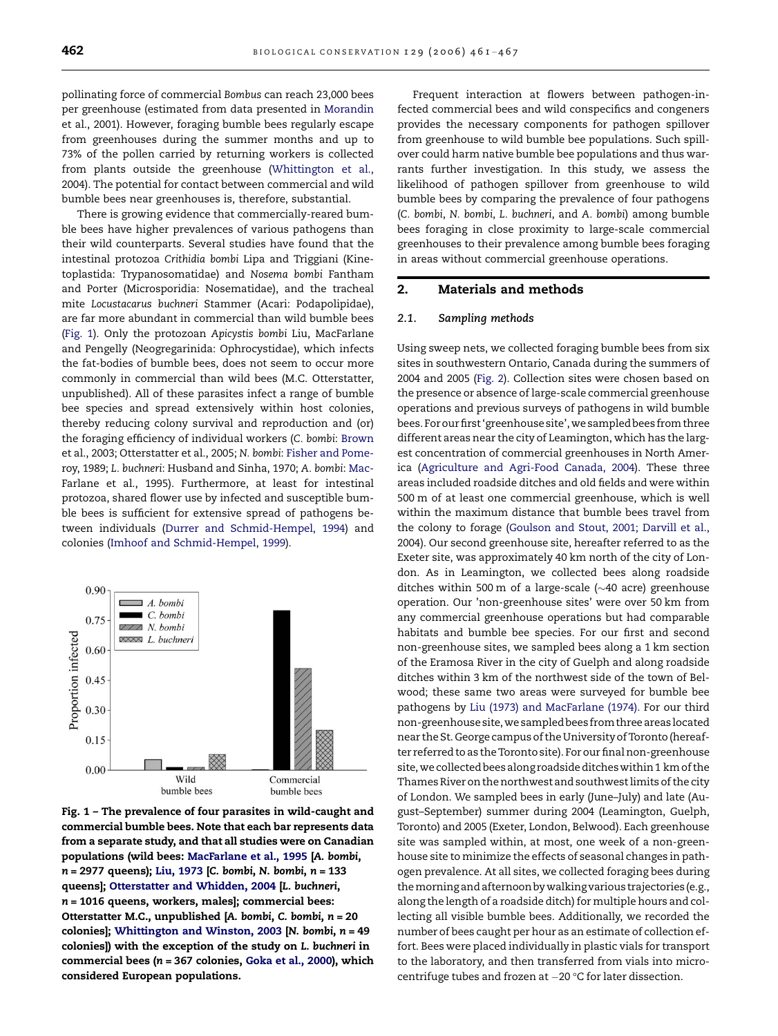pollinating force of commercial *Bombus* can reach 23,000 bees per greenhouse (estimated from data presented in Morandin et al., 2001). However, foraging bumble bees regularly escape from greenhouses during the summer months and up to 73% of the pollen carried by returning workers is collected from plants outside the greenhouse (Whittington et al., 2004). The potential for contact between commercial and wild bumble bees near greenhouses is, therefore, substantial.

There is growing evidence that commercially-reared bumble bees have higher prevalences of various pathogens than their wild counterparts. Several studies have found that the intestinal protozoa *Crithidia bombi* Lipa and Triggiani (Kinetoplastida: Trypanosomatidae) and *Nosema bombi* Fantham and Porter (Microsporidia: Nosematidae), and the tracheal mite *Locustacarus buchneri* Stammer (Acari: Podapolipidae), are far more abundant in commercial than wild bumble bees (Fig. 1). Only the protozoan *Apicystis bombi* Liu, MacFarlane and Pengelly (Neogregarinida: Ophrocystidae), which infects the fat-bodies of bumble bees, does not seem to occur more commonly in commercial than wild bees (M.C. Otterstatter, unpublished). All of these parasites infect a range of bumble bee species and spread extensively within host colonies, thereby reducing colony survival and reproduction and (or) the foraging efficiency of individual workers (*C. bombi*: Brown et al., 2003; Otterstatter et al., 2005; *N. bombi*: Fisher and Pomeroy, 1989; *L. buchneri*: Husband and Sinha, 1970; *A. bombi*: MacFarlane et al., 1995). Furthermore, at least for intestinal protozoa, shared flower use by infected and susceptible bumble bees is sufficient for extensive spread of pathogens between individuals (Durrer and Schmid-Hempel, 1994) and colonies (Imhoof and Schmid-Hempel, 1999).

**Fig. 1 – The prevalence of four parasites in wild-caught and commercial bumble bees. Note that each bar represents data from a separate study, and that all studies were on Canadian populations (wild bees: MacFarlane et al., 1995 [*A. bombi*, *n* = 2977 queens]; Liu, 1973 [*C. bombi*, *N. bombi*, *n* = 133 queens]; Otterstatter and Whidden, 2004 [*L. buchneri*, *n* = 1016 queens, workers, males]; commercial bees: Otterstatter M.C., unpublished [*A. bombi*, *C. bombi*, *n* = 20 colonies]; Whittington and Winston, 2003 [*N. bombi*, *n* = 49 colonies]) with the exception of the study on *L. buchneri* in commercial bees (*n* = 367 colonies, Goka et al., 2000), which considered European populations.**

Frequent interaction at flowers between pathogen-infected commercial bees and wild conspecifics and congeners provides the necessary components for pathogen spillover from greenhouse to wild bumble bee populations. Such spillover could harm native bumble bee populations and thus warrants further investigation. In this study, we assess the likelihood of pathogen spillover from greenhouse to wild bumble bees by comparing the prevalence of four pathogens (*C. bombi*, *N. bombi*, *L. buchneri*, and *A. bombi*) among bumble bees foraging in close proximity to large-scale commercial greenhouses to their prevalence among bumble bees foraging in areas without commercial greenhouse operations.

## 2. Materials and methods

### 2.1. Sampling methods

Using sweep nets, we collected foraging bumble bees from six sites in southwestern Ontario, Canada during the summers of 2004 and 2005 (Fig. 2). Collection sites were chosen based on the presence or absence of large-scale commercial greenhouse operations and previous surveys of pathogens in wild bumble bees. For our first 'greenhouse site', we sampled bees from three different areas near the city of Leamington, which has the largest concentration of commercial greenhouses in North America (Agriculture and Agri-Food Canada, 2004). These three areas included roadside ditches and old fields and were within 500 m of at least one commercial greenhouse, which is well within the maximum distance that bumble bees travel from the colony to forage (Goulson and Stout, 2001; Darvill et al., 2004). Our second greenhouse site, hereafter referred to as the Exeter site, was approximately 40 km north of the city of London. As in Leamington, we collected bees along roadside ditches within 500 m of a large-scale (~40 acre) greenhouse operation. Our 'non-greenhouse sites' were over 50 km from any commercial greenhouse operations but had comparable habitats and bumble bee species. For our first and second non-greenhouse sites, we sampled bees along a 1 km section of the Eramosa River in the city of Guelph and along roadside ditches within 3 km of the northwest side of the town of Belwood; these same two areas were surveyed for bumble bee pathogens by Liu (1973) and MacFarlane (1974). For our third non-greenhouse site, we sampled bees from three areas located near the St. George campus of the University of Toronto (hereafter referred to as the Toronto site). For our final non-greenhouse site, we collected bees along roadside ditches within 1 km of the Thames River on the northwest and southwest limits of the city of London. We sampled bees in early (June–July) and late (August–September) summer during 2004 (Leamington, Guelph, Toronto) and 2005 (Exeter, London, Belwood). Each greenhouse site was sampled within, at most, one week of a non-greenhouse site to minimize the effects of seasonal changes in pathogen prevalence. At all sites, we collected foraging bees during the morning and afternoon by walking various trajectories (e.g., along the length of a roadside ditch) for multiple hours and collecting all visible bumble bees. Additionally, we recorded the number of bees caught per hour as an estimate of collection effort. Bees were placed individually in plastic vials for transport to the laboratory, and then transferred from vials into microcentrifuge tubes and frozen at −20 °C for later dissection.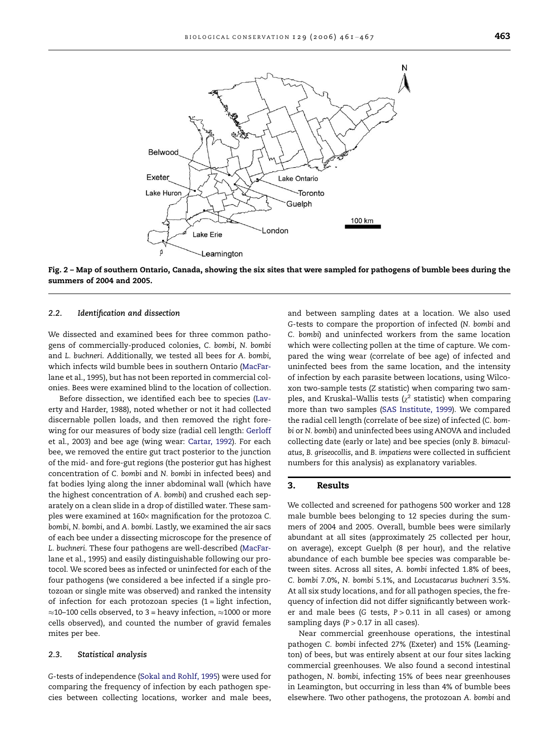Fig. 2 – Map of southern Ontario, Canada, showing the six sites that were sampled for pathogens of bumble bees during the summers of 2004 and 2005.

### 2.2. Identification and dissection

We dissected and examined bees for three common pathogens of commercially-produced colonies, *C. bombi*, *N. bombi* and *L. buchneri*. Additionally, we tested all bees for *A. bombi*, which infects wild bumble bees in southern Ontario (MacFarlane et al., 1995), but has not been reported in commercial colonies. Bees were examined blind to the location of collection.

Before dissection, we identified each bee to species (Laverty and Harder, 1988), noted whether or not it had collected discernable pollen loads, and then removed the right forewing for our measures of body size (radial cell length: Gerloff et al., 2003) and bee age (wing wear: Cartar, 1992). For each bee, we removed the entire gut tract posterior to the junction of the mid- and fore-gut regions (the posterior gut has highest concentration of *C. bombi* and *N. bombi* in infected bees) and fat bodies lying along the inner abdominal wall (which have the highest concentration of *A. bombi*) and crushed each separately on a clean slide in a drop of distilled water. These samples were examined at 160× magnification for the protozoa *C. bombi*, *N. bombi*, and *A. bombi*. Lastly, we examined the air sacs of each bee under a dissecting microscope for the presence of *L. buchneri*. These four pathogens are well-described (MacFarlane et al., 1995) and easily distinguishable following our protocol. We scored bees as infected or uninfected for each of the four pathogens (we considered a bee infected if a single protozoan or single mite was observed) and ranked the intensity of infection for each protozoan species (1 = light infection, ≈10–100 cells observed, to 3 = heavy infection, ≈1000 or more cells observed), and counted the number of gravid females mites per bee.

### 2.3. Statistical analysis

*G*-tests of independence (Sokal and Rohlf, 1995) were used for comparing the frequency of infection by each pathogen species between collecting locations, worker and male bees, and between sampling dates at a location. We also used *G*-tests to compare the proportion of infected (*N. bombi* and *C. bombi*) and uninfected workers from the same location which were collecting pollen at the time of capture. We compared the wing wear (correlate of bee age) of infected and uninfected bees from the same location, and the intensity of infection by each parasite between locations, using Wilcoxon two-sample tests (*Z* statistic) when comparing two samples, and Kruskal–Wallis tests ($\chi^2$ statistic) when comparing more than two samples (SAS Institute, 1999). We compared the radial cell length (correlate of bee size) of infected (*C. bombi* or *N. bombi*) and uninfected bees using ANOVA and included collecting date (early or late) and bee species (only *B. bimaculatus*, *B. griseocollis*, and *B. impatiens* were collected in sufficient numbers for this analysis) as explanatory variables.

## 3. Results

We collected and screened for pathogens 500 worker and 128 male bumble bees belonging to 12 species during the summers of 2004 and 2005. Overall, bumble bees were similarly abundant at all sites (approximately 25 collected per hour, on average), except Guelph (8 per hour), and the relative abundance of each bumble bee species was comparable between sites. Across all sites, *A. bombi* infected 1.8% of bees, *C. bombi* 7.0%, *N. bombi* 5.1%, and *Locustacarus buchneri* 3.5%. At all six study locations, and for all pathogen species, the frequency of infection did not differ significantly between worker and male bees (*G* tests, $P > 0.11$ in all cases) or among sampling days ($P > 0.17$ in all cases).

Near commercial greenhouse operations, the intestinal pathogen *C. bombi* infected 27% (Exeter) and 15% (Leamington) of bees, but was entirely absent at our four sites lacking commercial greenhouses. We also found a second intestinal pathogen, *N. bombi*, infecting 15% of bees near greenhouses in Leamington, but occurring in less than 4% of bumble bees elsewhere. Two other pathogens, the protozoan *A. bombi* and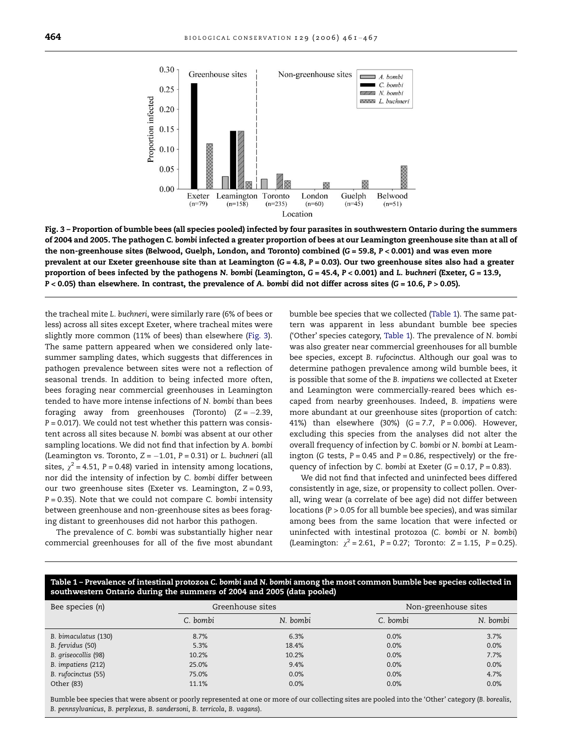Fig. 3 – Proportion of bumble bees (all species pooled) infected by four parasites in southwestern Ontario during the summers of 2004 and 2005. The pathogen *C. bombi* infected a greater proportion of bees at our Leamington greenhouse site than at all of the non-greenhouse sites (Belwood, Guelph, London, and Toronto) combined ($G = 59.8$, $P < 0.001$) and was even more prevalent at our Exeter greenhouse site than at Leamington ($G = 4.8$, $P = 0.03$). Our two greenhouse sites also had a greater proportion of bees infected by the pathogens *N. bombi* (Leamington, $G = 45.4$, $P < 0.001$) and *L. buchneri* (Exeter, $G = 13.9$, $P < 0.05$) than elsewhere. In contrast, the prevalence of *A. bombi* did not differ across sites ($G = 10.6$, $P > 0.05$).

the tracheal mite *L. buchneri*, were similarly rare (6% of bees or less) across all sites except Exeter, where tracheal mites were slightly more common (11% of bees) than elsewhere (Fig. 3). The same pattern appeared when we considered only late-summer sampling dates, which suggests that differences in pathogen prevalence between sites were not a reflection of seasonal trends. In addition to being infected more often, bees foraging near commercial greenhouses in Leamington tended to have more intense infections of *N. bombi* than bees foraging away from greenhouses (Toronto) ($Z = -2.39$, $P = 0.017$). We could not test whether this pattern was consistent across all sites because *N. bombi* was absent at our other sampling locations. We did not find that infection by *A. bombi* (Leamington vs. Toronto, $Z = -1.01$, $P = 0.31$) or *L. buchneri* (all sites, $\chi^2 = 4.51$, $P = 0.48$) varied in intensity among locations, nor did the intensity of infection by *C. bombi* differ between our two greenhouse sites (Exeter vs. Leamington, $Z = 0.93$, $P = 0.35$). Note that we could not compare *C. bombi* intensity between greenhouse and non-greenhouse sites as bees foraging distant to greenhouses did not harbor this pathogen.

The prevalence of *C. bombi* was substantially higher near commercial greenhouses for all of the five most abundant bumble bee species that we collected (Table 1). The same pattern was apparent in less abundant bumble bee species ('Other' species category, Table 1). The prevalence of *N. bombi* was also greater near commercial greenhouses for all bumble bee species, except *B. rufocinctus*. Although our goal was to determine pathogen prevalence among wild bumble bees, it is possible that some of the *B. impatiens* we collected at Exeter and Leamington were commercially-reared bees which escaped from nearby greenhouses. Indeed, *B. impatiens* were more abundant at our greenhouse sites (proportion of catch: 41%) than elsewhere (30%) ($G = 7.7$, $P = 0.006$). However, excluding this species from the analyses did not alter the overall frequency of infection by *C. bombi* or *N. bombi* at Leamington (*G* tests, $P = 0.45$ and $P = 0.86$, respectively) or the frequency of infection by *C. bombi* at Exeter ($G = 0.17$, $P = 0.83$).

We did not find that infected and uninfected bees differed consistently in age, size, or propensity to collect pollen. Overall, wing wear (a correlate of bee age) did not differ between locations ($P > 0.05$ for all bumble bee species), and was similar among bees from the same location that were infected or uninfected with intestinal protozoa (*C. bombi* or *N. bombi*) (Leamington: $\chi^2 = 2.61$, $P = 0.27$; Toronto: $Z = 1.15$, $P = 0.25$).

**Table 1 – Prevalence of intestinal protozoa *C. bombi* and *N. bombi* among the most common bumble bee species collected in southwestern Ontario during the summers of 2004 and 2005 (data pooled)**

| Bee species (*n*) | Greenhouse sites | | Non-greenhouse sites | |
|---|---|---|---|---|
| | *C. bombi* | *N. bombi* | *C. bombi* | *N. bombi* |
| *B. bimaculatus* (130) | 8.7% | 6.3% | 0.0% | 3.7% |
| *B. fervidus* (50) | 5.3% | 18.4% | 0.0% | 0.0% |
| *B. griseocollis* (98) | 10.2% | 10.2% | 0.0% | 7.7% |
| *B. impatiens* (212) | 25.0% | 9.4% | 0.0% | 0.0% |
| *B. rufocinctus* (55) | 75.0% | 0.0% | 0.0% | 4.7% |
| Other (83) | 11.1% | 0.0% | 0.0% | 0.0% |

Bumble bee species that were absent or poorly represented at one or more of our collecting sites are pooled into the 'Other' category (*B. borealis*, *B. pennsylvanicus*, *B. perplexus*, *B. sandersoni*, *B. terricola*, *B. vagans*).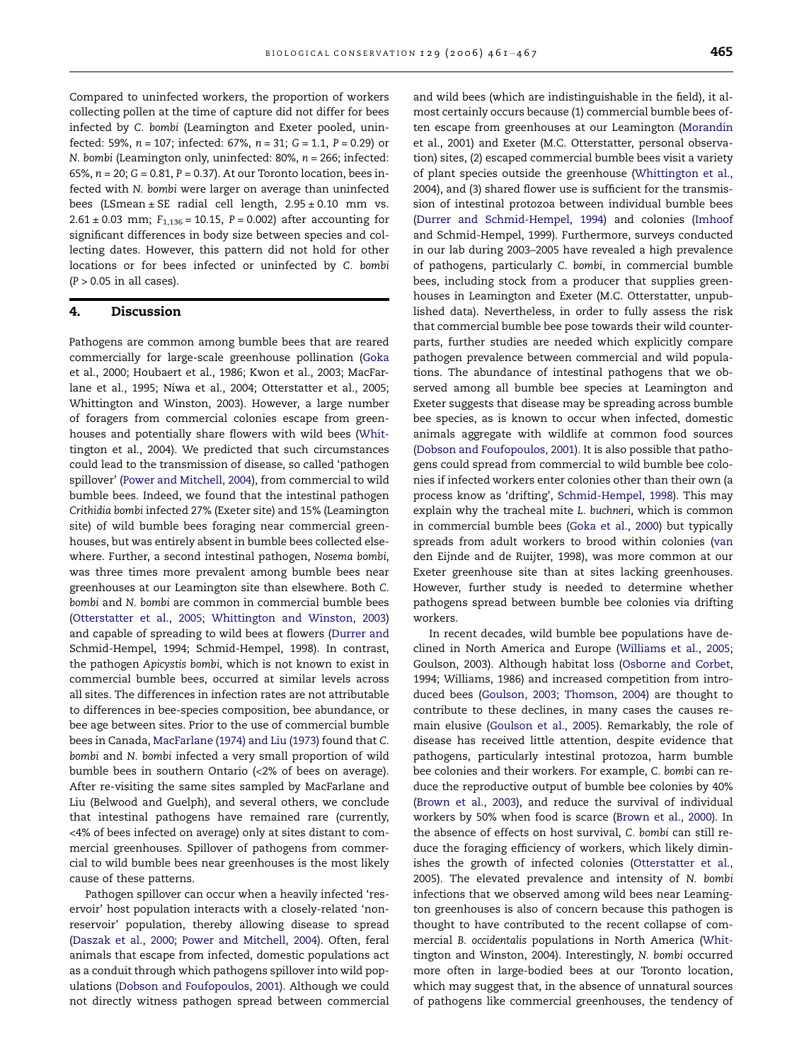Compared to uninfected workers, the proportion of workers collecting pollen at the time of capture did not differ for bees infected by *C. bombi* (Leamington and Exeter pooled, uninfected: 59%, $n = 107$; infected: 67%, $n = 31$; $G = 1.1$, $P = 0.29$) or *N. bombi* (Leamington only, uninfected: 80%, $n = 266$; infected: 65%, $n = 20$; $G = 0.81$, $P = 0.37$). At our Toronto location, bees infected with *N. bombi* were larger on average than uninfected bees (LSmean ± SE radial cell length, 2.95 ± 0.10 mm vs. 2.61 ± 0.03 mm; $F_{1,136} = 10.15$, $P = 0.002$) after accounting for significant differences in body size between species and collecting dates. However, this pattern did not hold for other locations or for bees infected or uninfected by *C. bombi* ($P > 0.05$ in all cases).

## 4. Discussion

Pathogens are common among bumble bees that are reared commercially for large-scale greenhouse pollination (Goka et al., 2000; Houbaert et al., 1986; Kwon et al., 2003; MacFarlane et al., 1995; Niwa et al., 2004; Otterstatter et al., 2005; Whittington and Winston, 2003). However, a large number of foragers from commercial colonies escape from greenhouses and potentially share flowers with wild bees (Whittington et al., 2004). We predicted that such circumstances could lead to the transmission of disease, so called 'pathogen spillover' (Power and Mitchell, 2004), from commercial to wild bumble bees. Indeed, we found that the intestinal pathogen *Crithidia bombi* infected 27% (Exeter site) and 15% (Leamington site) of wild bumble bees foraging near commercial greenhouses, but was entirely absent in bumble bees collected elsewhere. Further, a second intestinal pathogen, *Nosema bombi*, was three times more prevalent among bumble bees near greenhouses at our Leamington site than elsewhere. Both *C. bombi* and *N. bombi* are common in commercial bumble bees (Otterstatter et al., 2005; Whittington and Winston, 2003) and capable of spreading to wild bees at flowers (Durrer and Schmid-Hempel, 1994; Schmid-Hempel, 1998). In contrast, the pathogen *Apicystis bombi*, which is not known to exist in commercial bumble bees, occurred at similar levels across all sites. The differences in infection rates are not attributable to differences in bee-species composition, bee abundance, or bee age between sites. Prior to the use of commercial bumble bees in Canada, MacFarlane (1974) and Liu (1973) found that *C. bombi* and *N. bombi* infected a very small proportion of wild bumble bees in southern Ontario (<2% of bees on average). After re-visiting the same sites sampled by MacFarlane and Liu (Belwood and Guelph), and several others, we conclude that intestinal pathogens have remained rare (currently, <4% of bees infected on average) only at sites distant to commercial greenhouses. Spillover of pathogens from commercial to wild bumble bees near greenhouses is the most likely cause of these patterns.

Pathogen spillover can occur when a heavily infected 'reservoir' host population interacts with a closely-related 'non-reservoir' population, thereby allowing disease to spread (Daszak et al., 2000; Power and Mitchell, 2004). Often, feral animals that escape from infected, domestic populations act as a conduit through which pathogens spillover into wild populations (Dobson and Foufopoulos, 2001). Although we could not directly witness pathogen spread between commercial and wild bees (which are indistinguishable in the field), it almost certainly occurs because (1) commercial bumble bees often escape from greenhouses at our Leamington (Morandin et al., 2001) and Exeter (M.C. Otterstatter, personal observation) sites, (2) escaped commercial bumble bees visit a variety of plant species outside the greenhouse (Whittington et al., 2004), and (3) shared flower use is sufficient for the transmission of intestinal protozoa between individual bumble bees (Durrer and Schmid-Hempel, 1994) and colonies (Imhoof and Schmid-Hempel, 1999). Furthermore, surveys conducted in our lab during 2003–2005 have revealed a high prevalence of pathogens, particularly *C. bombi*, in commercial bumble bees, including stock from a producer that supplies greenhouses in Leamington and Exeter (M.C. Otterstatter, unpublished data). Nevertheless, in order to fully assess the risk that commercial bumble bee pose towards their wild counterparts, further studies are needed which explicitly compare pathogen prevalence between commercial and wild populations. The abundance of intestinal pathogens that we observed among all bumble bee species at Leamington and Exeter suggests that disease may be spreading across bumble bee species, as is known to occur when infected, domestic animals aggregate with wildlife at common food sources (Dobson and Foufopoulos, 2001). It is also possible that pathogens could spread from commercial to wild bumble bee colonies if infected workers enter colonies other than their own (a process know as 'drifting', Schmid-Hempel, 1998). This may explain why the tracheal mite *L. buchneri*, which is common in commercial bumble bees (Goka et al., 2000) but typically spreads from adult workers to brood within colonies (van den Eijnde and de Ruijter, 1998), was more common at our Exeter greenhouse site than at sites lacking greenhouses. However, further study is needed to determine whether pathogens spread between bumble bee colonies via drifting workers.

In recent decades, wild bumble bee populations have declined in North America and Europe (Williams et al., 2005; Goulson, 2003). Although habitat loss (Osborne and Corbet, 1994; Williams, 1986) and increased competition from introduced bees (Goulson, 2003; Thomson, 2004) are thought to contribute to these declines, in many cases the causes remain elusive (Goulson et al., 2005). Remarkably, the role of disease has received little attention, despite evidence that pathogens, particularly intestinal protozoa, harm bumble bee colonies and their workers. For example, *C. bombi* can reduce the reproductive output of bumble bee colonies by 40% (Brown et al., 2003), and reduce the survival of individual workers by 50% when food is scarce (Brown et al., 2000). In the absence of effects on host survival, *C. bombi* can still reduce the foraging efficiency of workers, which likely diminishes the growth of infected colonies (Otterstatter et al., 2005). The elevated prevalence and intensity of *N. bombi* infections that we observed among wild bees near Leamington greenhouses is also of concern because this pathogen is thought to have contributed to the recent collapse of commercial *B. occidentalis* populations in North America (Whittington and Winston, 2004). Interestingly, *N. bombi* occurred more often in large-bodied bees at our Toronto location, which may suggest that, in the absence of unnatural sources of pathogens like commercial greenhouses, the tendency of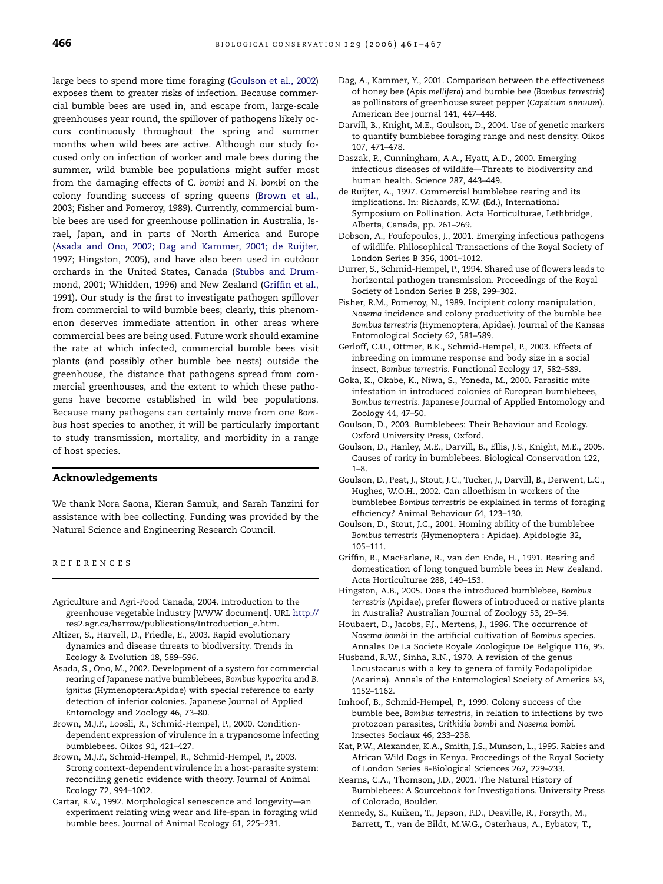large bees to spend more time foraging (Goulson et al., 2002) exposes them to greater risks of infection. Because commercial bumble bees are used in, and escape from, large-scale greenhouses year round, the spillover of pathogens likely occurs continuously throughout the spring and summer months when wild bees are active. Although our study focused only on infection of worker and male bees during the summer, wild bumble bee populations might suffer most from the damaging effects of *C. bombi* and *N. bombi* on the colony founding success of spring queens (Brown et al., 2003; Fisher and Pomeroy, 1989). Currently, commercial bumble bees are used for greenhouse pollination in Australia, Israel, Japan, and in parts of North America and Europe (Asada and Ono, 2002; Dag and Kammer, 2001; de Ruijter, 1997; Hingston, 2005), and have also been used in outdoor orchards in the United States, Canada (Stubbs and Drummond, 2001; Whidden, 1996) and New Zealand (Griffin et al., 1991). Our study is the first to investigate pathogen spillover from commercial to wild bumble bees; clearly, this phenomenon deserves immediate attention in other areas where commercial bees are being used. Future work should examine the rate at which infected, commercial bumble bees visit plants (and possibly other bumble bee nests) outside the greenhouse, the distance that pathogens spread from commercial greenhouses, and the extent to which these pathogens have become established in wild bee populations. Because many pathogens can certainly move from one *Bombus* host species to another, it will be particularly important to study transmission, mortality, and morbidity in a range of host species.

## Acknowledgements

We thank Nora Saona, Kieran Samuk, and Sarah Tanzini for assistance with bee collecting. Funding was provided by the Natural Science and Engineering Research Council.

## REFERENCES

Agriculture and Agri-Food Canada, 2004. Introduction to the greenhouse vegetable industry [WWW document]. URL http://res2.agr.ca/harrow/publications/Introduction_e.htm.

Altizer, S., Harvell, D., Friedle, E., 2003. Rapid evolutionary dynamics and disease threats to biodiversity. Trends in Ecology & Evolution 18, 589–596.

Asada, S., Ono, M., 2002. Development of a system for commercial rearing of Japanese native bumblebees, *Bombus hypocrita* and *B. ignitus* (Hymenoptera:Apidae) with special reference to early detection of inferior colonies. Japanese Journal of Applied Entomology and Zoology 46, 73–80.

Brown, M.J.F., Loosli, R., Schmid-Hempel, P., 2000. Condition-dependent expression of virulence in a trypanosome infecting bumblebees. Oikos 91, 421–427.

Brown, M.J.F., Schmid-Hempel, R., Schmid-Hempel, P., 2003. Strong context-dependent virulence in a host-parasite system: reconciling genetic evidence with theory. Journal of Animal Ecology 72, 994–1002.

Cartar, R.V., 1992. Morphological senescence and longevity—an experiment relating wing wear and life-span in foraging wild bumble bees. Journal of Animal Ecology 61, 225–231.

Dag, A., Kammer, Y., 2001. Comparison between the effectiveness of honey bee (*Apis mellifera*) and bumble bee (*Bombus terrestris*) as pollinators of greenhouse sweet pepper (*Capsicum annuum*). American Bee Journal 141, 447–448.

Darvill, B., Knight, M.E., Goulson, D., 2004. Use of genetic markers to quantify bumblebee foraging range and nest density. Oikos 107, 471–478.

Daszak, P., Cunningham, A.A., Hyatt, A.D., 2000. Emerging infectious diseases of wildlife—Threats to biodiversity and human health. Science 287, 443–449.

de Ruijter, A., 1997. Commercial bumblebee rearing and its implications. In: Richards, K.W. (Ed.), International Symposium on Pollination. Acta Horticulturae, Lethbridge, Alberta, Canada, pp. 261–269.

Dobson, A., Foufopoulos, J., 2001. Emerging infectious pathogens of wildlife. Philosophical Transactions of the Royal Society of London Series B 356, 1001–1012.

Durrer, S., Schmid-Hempel, P., 1994. Shared use of flowers leads to horizontal pathogen transmission. Proceedings of the Royal Society of London Series B 258, 299–302.

Fisher, R.M., Pomeroy, N., 1989. Incipient colony manipulation, *Nosema* incidence and colony productivity of the bumble bee *Bombus terrestris* (Hymenoptera, Apidae). Journal of the Kansas Entomological Society 62, 581–589.

Gerloff, C.U., Ottmer, B.K., Schmid-Hempel, P., 2003. Effects of inbreeding on immune response and body size in a social insect, *Bombus terrestris*. Functional Ecology 17, 582–589.

Goka, K., Okabe, K., Niwa, S., Yoneda, M., 2000. Parasitic mite infestation in introduced colonies of European bumblebees, *Bombus terrestris*. Japanese Journal of Applied Entomology and Zoology 44, 47–50.

Goulson, D., 2003. Bumblebees: Their Behaviour and Ecology. Oxford University Press, Oxford.

Goulson, D., Hanley, M.E., Darvill, B., Ellis, J.S., Knight, M.E., 2005. Causes of rarity in bumblebees. Biological Conservation 122, 1–8.

Goulson, D., Peat, J., Stout, J.C., Tucker, J., Darvill, B., Derwent, L.C., Hughes, W.O.H., 2002. Can alloethism in workers of the bumblebee *Bombus terrestris* be explained in terms of foraging efficiency? Animal Behaviour 64, 123–130.

Goulson, D., Stout, J.C., 2001. Homing ability of the bumblebee *Bombus terrestris* (Hymenoptera : Apidae). Apidologie 32, 105–111.

Griffin, R., MacFarlane, R., van den Ende, H., 1991. Rearing and domestication of long tongued bumble bees in New Zealand. Acta Horticulturae 288, 149–153.

Hingston, A.B., 2005. Does the introduced bumblebee, *Bombus terrestris* (Apidae), prefer flowers of introduced or native plants in Australia? Australian Journal of Zoology 53, 29–34.

Houbaert, D., Jacobs, F.J., Mertens, J., 1986. The occurrence of *Nosema bombi* in the artificial cultivation of *Bombus* species. Annales De La Societe Royale Zoologique De Belgique 116, 95.

Husband, R.W., Sinha, R.N., 1970. A revision of the genus Locustacarus with a key to genera of family Podapolipidae (Acarina). Annals of the Entomological Society of America 63, 1152–1162.

Imhoof, B., Schmid-Hempel, P., 1999. Colony success of the bumble bee, *Bombus terrestris*, in relation to infections by two protozoan parasites, *Crithidia bombi* and *Nosema bombi*. Insectes Sociaux 46, 233–238.

Kat, P.W., Alexander, K.A., Smith, J.S., Munson, L., 1995. Rabies and African Wild Dogs in Kenya. Proceedings of the Royal Society of London Series B-Biological Sciences 262, 229–233.

Kearns, C.A., Thomson, J.D., 2001. The Natural History of Bumblebees: A Sourcebook for Investigations. University Press of Colorado, Boulder.

Kennedy, S., Kuiken, T., Jepson, P.D., Deaville, R., Forsyth, M., Barrett, T., van de Bildt, M.W.G., Osterhaus, A., Eybatov, T.,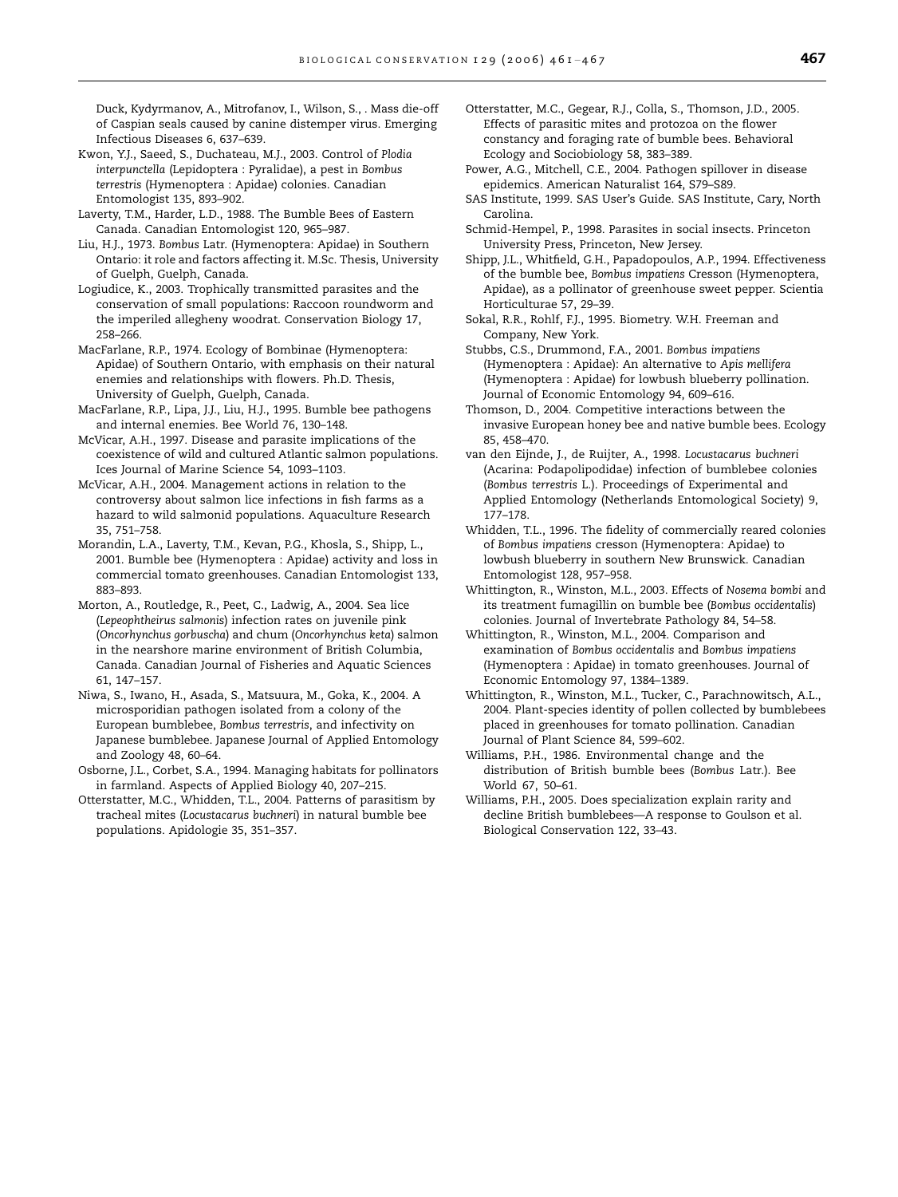Duck, Kydyrmanov, A., Mitrofanov, I., Wilson, S., . Mass die-off of Caspian seals caused by canine distemper virus. Emerging Infectious Diseases 6, 637–639.

Kwon, Y.J., Saeed, S., Duchateau, M.J., 2003. Control of *Plodia interpunctella* (Lepidoptera : Pyralidae), a pest in *Bombus terrestris* (Hymenoptera : Apidae) colonies. Canadian Entomologist 135, 893–902.

Laverty, T.M., Harder, L.D., 1988. The Bumble Bees of Eastern Canada. Canadian Entomologist 120, 965–987.

Liu, H.J., 1973. *Bombus* Latr. (Hymenoptera: Apidae) in Southern Ontario: it role and factors affecting it. M.Sc. Thesis, University of Guelph, Guelph, Canada.

Logiudice, K., 2003. Trophically transmitted parasites and the conservation of small populations: Raccoon roundworm and the imperiled allegheny woodrat. Conservation Biology 17, 258–266.

MacFarlane, R.P., 1974. Ecology of Bombinae (Hymenoptera: Apidae) of Southern Ontario, with emphasis on their natural enemies and relationships with flowers. Ph.D. Thesis, University of Guelph, Guelph, Canada.

MacFarlane, R.P., Lipa, J.J., Liu, H.J., 1995. Bumble bee pathogens and internal enemies. Bee World 76, 130–148.

McVicar, A.H., 1997. Disease and parasite implications of the coexistence of wild and cultured Atlantic salmon populations. Ices Journal of Marine Science 54, 1093–1103.

McVicar, A.H., 2004. Management actions in relation to the controversy about salmon lice infections in fish farms as a hazard to wild salmonid populations. Aquaculture Research 35, 751–758.

Morandin, L.A., Laverty, T.M., Kevan, P.G., Khosla, S., Shipp, L., 2001. Bumble bee (Hymenoptera : Apidae) activity and loss in commercial tomato greenhouses. Canadian Entomologist 133, 883–893.

Morton, A., Routledge, R., Peet, C., Ladwig, A., 2004. Sea lice (*Lepeophtheirus salmonis*) infection rates on juvenile pink (*Oncorhynchus gorbuscha*) and chum (*Oncorhynchus keta*) salmon in the nearshore marine environment of British Columbia, Canada. Canadian Journal of Fisheries and Aquatic Sciences 61, 147–157.

Niwa, S., Iwano, H., Asada, S., Matsuura, M., Goka, K., 2004. A microsporidian pathogen isolated from a colony of the European bumblebee, *Bombus terrestris*, and infectivity on Japanese bumblebee. Japanese Journal of Applied Entomology and Zoology 48, 60–64.

Osborne, J.L., Corbet, S.A., 1994. Managing habitats for pollinators in farmland. Aspects of Applied Biology 40, 207–215.

Otterstatter, M.C., Whidden, T.L., 2004. Patterns of parasitism by tracheal mites (*Locustacarus buchneri*) in natural bumble bee populations. Apidologie 35, 351–357.

Otterstatter, M.C., Gegear, R.J., Colla, S., Thomson, J.D., 2005. Effects of parasitic mites and protozoa on the flower constancy and foraging rate of bumble bees. Behavioral Ecology and Sociobiology 58, 383–389.

Power, A.G., Mitchell, C.E., 2004. Pathogen spillover in disease epidemics. American Naturalist 164, S79–S89.

SAS Institute, 1999. SAS User's Guide. SAS Institute, Cary, North Carolina.

Schmid-Hempel, P., 1998. Parasites in social insects. Princeton University Press, Princeton, New Jersey.

Shipp, J.L., Whitfield, G.H., Papadopoulos, A.P., 1994. Effectiveness of the bumble bee, *Bombus impatiens* Cresson (Hymenoptera, Apidae), as a pollinator of greenhouse sweet pepper. Scientia Horticulturae 57, 29–39.

Sokal, R.R., Rohlf, F.J., 1995. Biometry. W.H. Freeman and Company, New York.

Stubbs, C.S., Drummond, F.A., 2001. *Bombus impatiens* (Hymenoptera : Apidae): An alternative to *Apis mellifera* (Hymenoptera : Apidae) for lowbush blueberry pollination. Journal of Economic Entomology 94, 609–616.

Thomson, D., 2004. Competitive interactions between the invasive European honey bee and native bumble bees. Ecology 85, 458–470.

van den Eijnde, J., de Ruijter, A., 1998. *Locustacarus buchneri* (Acarina: Podapolipodidae) infection of bumblebee colonies (*Bombus terrestris* L.). Proceedings of Experimental and Applied Entomology (Netherlands Entomological Society) 9, 177–178.

Whidden, T.L., 1996. The fidelity of commercially reared colonies of *Bombus impatiens* cresson (Hymenoptera: Apidae) to lowbush blueberry in southern New Brunswick. Canadian Entomologist 128, 957–958.

Whittington, R., Winston, M.L., 2003. Effects of *Nosema bombi* and its treatment fumagillin on bumble bee (*Bombus occidentalis*) colonies. Journal of Invertebrate Pathology 84, 54–58.

Whittington, R., Winston, M.L., 2004. Comparison and examination of *Bombus occidentalis* and *Bombus impatiens* (Hymenoptera : Apidae) in tomato greenhouses. Journal of Economic Entomology 97, 1384–1389.

Whittington, R., Winston, M.L., Tucker, C., Parachnowitsch, A.L., 2004. Plant-species identity of pollen collected by bumblebees placed in greenhouses for tomato pollination. Canadian Journal of Plant Science 84, 599–602.

Williams, P.H., 1986. Environmental change and the distribution of British bumble bees (*Bombus* Latr.). Bee World 67, 50–61.

Williams, P.H., 2005. Does specialization explain rarity and decline British bumblebees—A response to Goulson et al. Biological Conservation 122, 33–43.